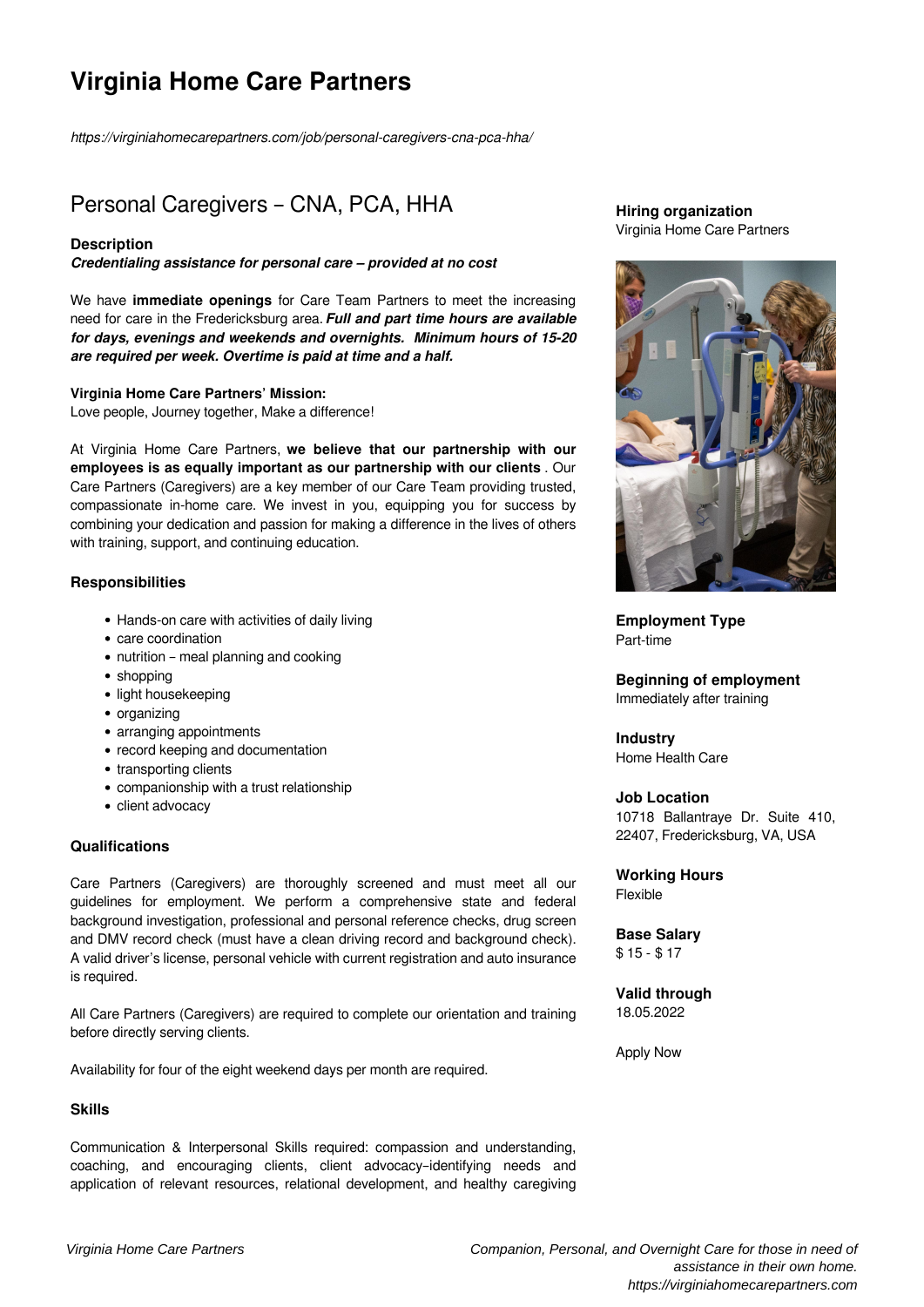# Virginia Home Care Partners

*https://virginiahomecarepartners.com/job/personal-caregivers-cna-pca-hha/*

## Personal Caregivers – CNA, PCA, HHA

**Hiring organization**
Virginia Home Care Partners

**Employment Type**
Part-time

**Beginning of employment**
Immediately after training

**Industry**
Home Health Care

**Job Location**
10718 Ballantraye Dr. Suite 410, 22407, Fredericksburg, VA, USA

**Working Hours**
Flexible

**Base Salary**
$ 15 - $ 17

**Valid through**
18.05.2022

Apply Now

### Description

***Credentialing assistance for personal care – provided at no cost***

We have **immediate openings** for Care Team Partners to meet the increasing need for care in the Fredericksburg area. ***Full and part time hours are available for days, evenings and weekends and overnights. Minimum hours of 15-20 are required per week. Overtime is paid at time and a half.***

**Virginia Home Care Partners' Mission:**
Love people, Journey together, Make a difference!

At Virginia Home Care Partners, **we believe that our partnership with our employees is as equally important as our partnership with our clients** . Our Care Partners (Caregivers) are a key member of our Care Team providing trusted, compassionate in-home care. We invest in you, equipping you for success by combining your dedication and passion for making a difference in the lives of others with training, support, and continuing education.

### Responsibilities

- Hands-on care with activities of daily living
- care coordination
- nutrition – meal planning and cooking
- shopping
- light housekeeping
- organizing
- arranging appointments
- record keeping and documentation
- transporting clients
- companionship with a trust relationship
- client advocacy

### Qualifications

Care Partners (Caregivers) are thoroughly screened and must meet all our guidelines for employment. We perform a comprehensive state and federal background investigation, professional and personal reference checks, drug screen and DMV record check (must have a clean driving record and background check). A valid driver's license, personal vehicle with current registration and auto insurance is required.

All Care Partners (Caregivers) are required to complete our orientation and training before directly serving clients.

Availability for four of the eight weekend days per month are required.

### Skills

Communication & Interpersonal Skills required: compassion and understanding, coaching, and encouraging clients, client advocacy–identifying needs and application of relevant resources, relational development, and healthy caregiving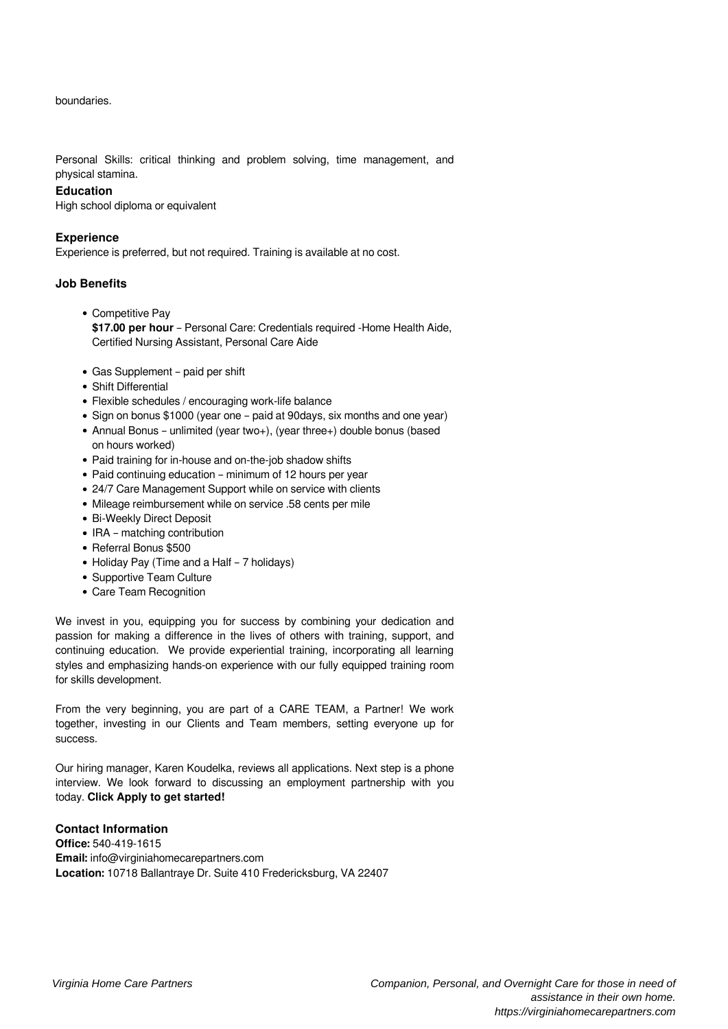boundaries.

Personal Skills: critical thinking and problem solving, time management, and physical stamina.

### Education

High school diploma or equivalent

### Experience

Experience is preferred, but not required. Training is available at no cost.

### Job Benefits

- Competitive Pay
  **$17.00 per hour** – Personal Care: Credentials required -Home Health Aide, Certified Nursing Assistant, Personal Care Aide
- Gas Supplement – paid per shift
- Shift Differential
- Flexible schedules / encouraging work-life balance
- Sign on bonus $1000 (year one – paid at 90days, six months and one year)
- Annual Bonus – unlimited (year two+), (year three+) double bonus (based on hours worked)
- Paid training for in-house and on-the-job shadow shifts
- Paid continuing education – minimum of 12 hours per year
- 24/7 Care Management Support while on service with clients
- Mileage reimbursement while on service .58 cents per mile
- Bi-Weekly Direct Deposit
- IRA – matching contribution
- Referral Bonus $500
- Holiday Pay (Time and a Half – 7 holidays)
- Supportive Team Culture
- Care Team Recognition

We invest in you, equipping you for success by combining your dedication and passion for making a difference in the lives of others with training, support, and continuing education. We provide experiential training, incorporating all learning styles and emphasizing hands-on experience with our fully equipped training room for skills development.

From the very beginning, you are part of a CARE TEAM, a Partner! We work together, investing in our Clients and Team members, setting everyone up for success.

Our hiring manager, Karen Koudelka, reviews all applications. Next step is a phone interview. We look forward to discussing an employment partnership with you today. **Click Apply to get started!**

### Contact Information

**Office:** 540-419-1615
**Email:** info@virginiahomecarepartners.com
**Location:** 10718 Ballantraye Dr. Suite 410 Fredericksburg, VA 22407